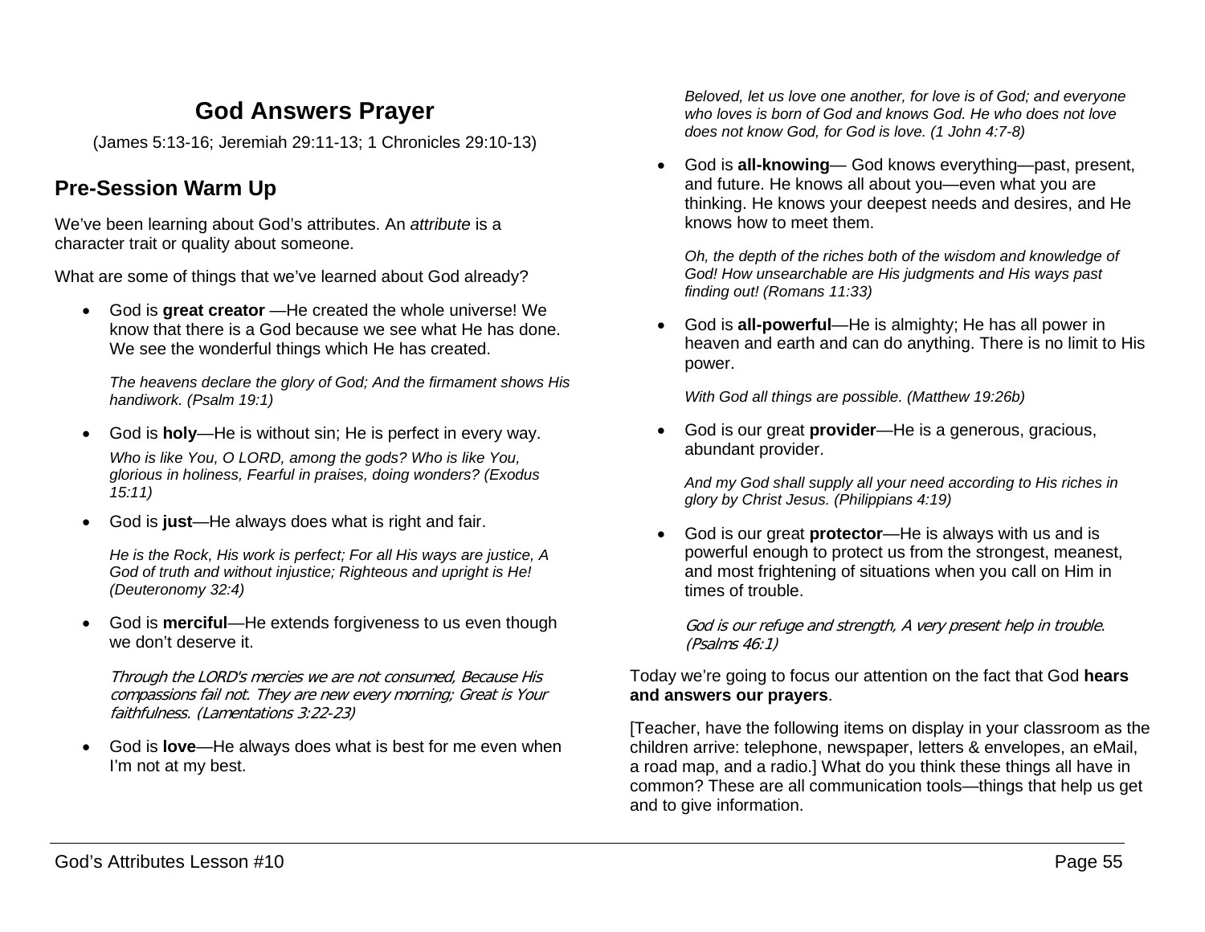# God Answers Prayer

(James 5:13-16; Jeremiah 29:11-13; 1 Chronicles 29:10-13)

## Pre-Session Warm Up

We've been learning about God's attributes. An *attribute* is a character trait or quality about someone.

What are some of things that we've learned about God already?

- God is **great creator** —He created the whole universe! We know that there is a God because we see what He has done. We see the wonderful things which He has created.

  *The heavens declare the glory of God; And the firmament shows His handiwork. (Psalm 19:1)*

- God is **holy**—He is without sin; He is perfect in every way.

  *Who is like You, O LORD, among the gods? Who is like You, glorious in holiness, Fearful in praises, doing wonders? (Exodus 15:11)*

- God is **just**—He always does what is right and fair.

  *He is the Rock, His work is perfect; For all His ways are justice, A God of truth and without injustice; Righteous and upright is He! (Deuteronomy 32:4)*

- God is **merciful**—He extends forgiveness to us even though we don't deserve it.

  *Through the LORD's mercies we are not consumed, Because His compassions fail not. They are new every morning; Great is Your faithfulness. (Lamentations 3:22-23)*

- God is **love**—He always does what is best for me even when I'm not at my best.

  *Beloved, let us love one another, for love is of God; and everyone who loves is born of God and knows God. He who does not love does not know God, for God is love. (1 John 4:7-8)*

- God is **all-knowing**— God knows everything—past, present, and future. He knows all about you—even what you are thinking. He knows your deepest needs and desires, and He knows how to meet them.

  *Oh, the depth of the riches both of the wisdom and knowledge of God! How unsearchable are His judgments and His ways past finding out! (Romans 11:33)*

- God is **all-powerful**—He is almighty; He has all power in heaven and earth and can do anything. There is no limit to His power.

  *With God all things are possible. (Matthew 19:26b)*

- God is our great **provider**—He is a generous, gracious, abundant provider.

  *And my God shall supply all your need according to His riches in glory by Christ Jesus. (Philippians 4:19)*

- God is our great **protector**—He is always with us and is powerful enough to protect us from the strongest, meanest, and most frightening of situations when you call on Him in times of trouble.

  *God is our refuge and strength, A very present help in trouble. (Psalms 46:1)*

Today we're going to focus our attention on the fact that God **hears and answers our prayers**.

[Teacher, have the following items on display in your classroom as the children arrive: telephone, newspaper, letters & envelopes, an eMail, a road map, and a radio.] What do you think these things all have in common? These are all communication tools—things that help us get and to give information.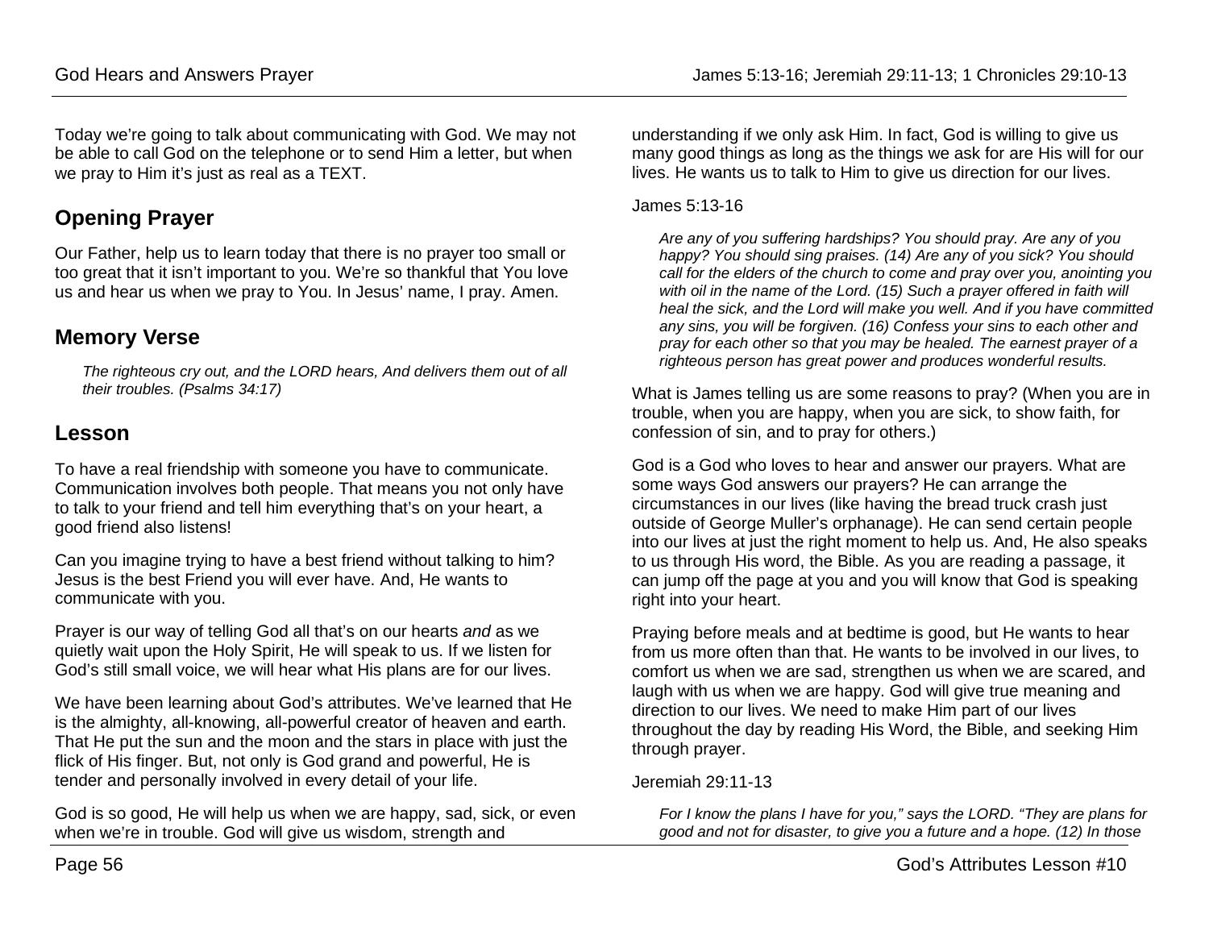Today we're going to talk about communicating with God. We may not be able to call God on the telephone or to send Him a letter, but when we pray to Him it's just as real as a TEXT.

## Opening Prayer

Our Father, help us to learn today that there is no prayer too small or too great that it isn't important to you. We're so thankful that You love us and hear us when we pray to You. In Jesus' name, I pray. Amen.

## Memory Verse

> *The righteous cry out, and the LORD hears, And delivers them out of all their troubles. (Psalms 34:17)*

## Lesson

To have a real friendship with someone you have to communicate. Communication involves both people. That means you not only have to talk to your friend and tell him everything that's on your heart, a good friend also listens!

Can you imagine trying to have a best friend without talking to him? Jesus is the best Friend you will ever have. And, He wants to communicate with you.

Prayer is our way of telling God all that's on our hearts *and* as we quietly wait upon the Holy Spirit, He will speak to us. If we listen for God's still small voice, we will hear what His plans are for our lives.

We have been learning about God's attributes. We've learned that He is the almighty, all-knowing, all-powerful creator of heaven and earth. That He put the sun and the moon and the stars in place with just the flick of His finger. But, not only is God grand and powerful, He is tender and personally involved in every detail of your life.

God is so good, He will help us when we are happy, sad, sick, or even when we're in trouble. God will give us wisdom, strength and understanding if we only ask Him. In fact, God is willing to give us many good things as long as the things we ask for are His will for our lives. He wants us to talk to Him to give us direction for our lives.

James 5:13-16

> *Are any of you suffering hardships? You should pray. Are any of you happy? You should sing praises. (14) Are any of you sick? You should call for the elders of the church to come and pray over you, anointing you with oil in the name of the Lord. (15) Such a prayer offered in faith will heal the sick, and the Lord will make you well. And if you have committed any sins, you will be forgiven. (16) Confess your sins to each other and pray for each other so that you may be healed. The earnest prayer of a righteous person has great power and produces wonderful results.*

What is James telling us are some reasons to pray? (When you are in trouble, when you are happy, when you are sick, to show faith, for confession of sin, and to pray for others.)

God is a God who loves to hear and answer our prayers. What are some ways God answers our prayers? He can arrange the circumstances in our lives (like having the bread truck crash just outside of George Muller's orphanage). He can send certain people into our lives at just the right moment to help us. And, He also speaks to us through His word, the Bible. As you are reading a passage, it can jump off the page at you and you will know that God is speaking right into your heart.

Praying before meals and at bedtime is good, but He wants to hear from us more often than that. He wants to be involved in our lives, to comfort us when we are sad, strengthen us when we are scared, and laugh with us when we are happy. God will give true meaning and direction to our lives. We need to make Him part of our lives throughout the day by reading His Word, the Bible, and seeking Him through prayer.

Jeremiah 29:11-13

> *For I know the plans I have for you," says the LORD. "They are plans for good and not for disaster, to give you a future and a hope. (12) In those*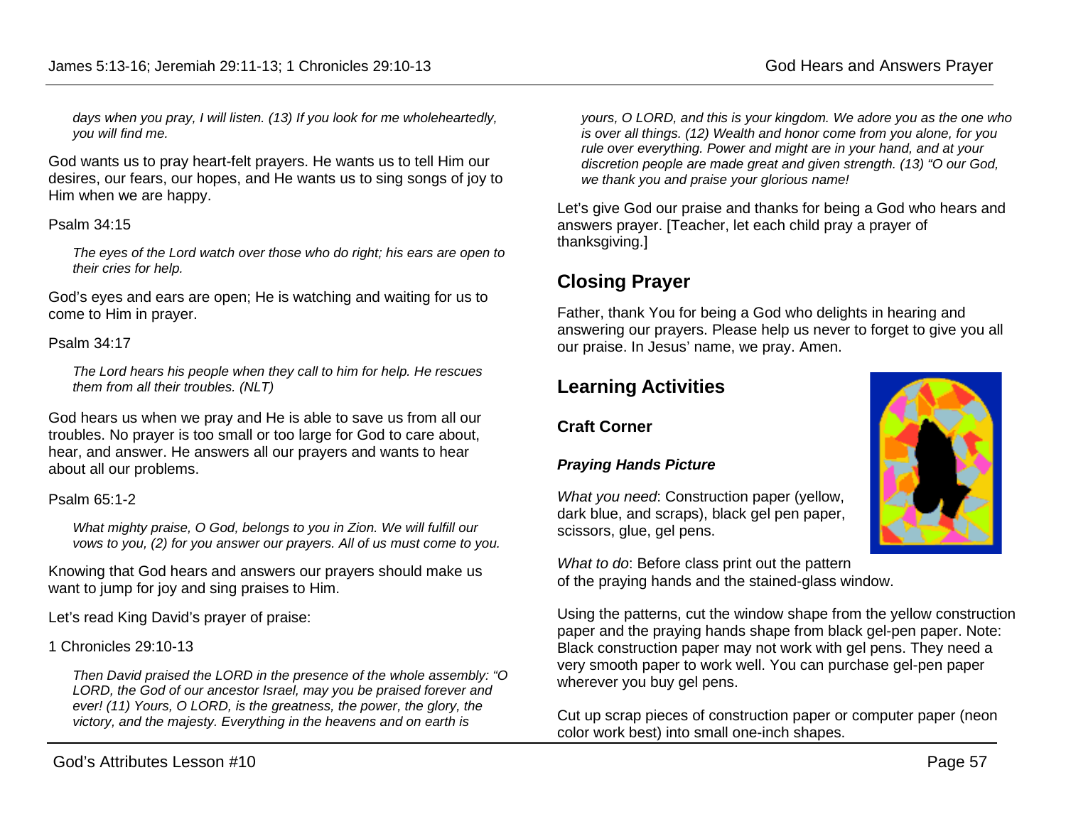*days when you pray, I will listen. (13) If you look for me wholeheartedly, you will find me.*

God wants us to pray heart-felt prayers. He wants us to tell Him our desires, our fears, our hopes, and He wants us to sing songs of joy to Him when we are happy.

Psalm 34:15

*The eyes of the Lord watch over those who do right; his ears are open to their cries for help.*

God's eyes and ears are open; He is watching and waiting for us to come to Him in prayer.

Psalm 34:17

*The Lord hears his people when they call to him for help. He rescues them from all their troubles. (NLT)*

God hears us when we pray and He is able to save us from all our troubles. No prayer is too small or too large for God to care about, hear, and answer. He answers all our prayers and wants to hear about all our problems.

Psalm 65:1-2

*What mighty praise, O God, belongs to you in Zion. We will fulfill our vows to you, (2) for you answer our prayers. All of us must come to you.*

Knowing that God hears and answers our prayers should make us want to jump for joy and sing praises to Him.

Let's read King David's prayer of praise:

1 Chronicles 29:10-13

*Then David praised the LORD in the presence of the whole assembly: "O LORD, the God of our ancestor Israel, may you be praised forever and ever! (11) Yours, O LORD, is the greatness, the power, the glory, the victory, and the majesty. Everything in the heavens and on earth is yours, O LORD, and this is your kingdom. We adore you as the one who is over all things. (12) Wealth and honor come from you alone, for you rule over everything. Power and might are in your hand, and at your discretion people are made great and given strength. (13) "O our God, we thank you and praise your glorious name!*

Let's give God our praise and thanks for being a God who hears and answers prayer. [Teacher, let each child pray a prayer of thanksgiving.]

## Closing Prayer

Father, thank You for being a God who delights in hearing and answering our prayers. Please help us never to forget to give you all our praise. In Jesus' name, we pray. Amen.

## Learning Activities

### Craft Corner

#### *Praying Hands Picture*

*What you need*: Construction paper (yellow, dark blue, and scraps), black gel pen paper, scissors, glue, gel pens.

*What to do*: Before class print out the pattern of the praying hands and the stained-glass window.

Using the patterns, cut the window shape from the yellow construction paper and the praying hands shape from black gel-pen paper. Note: Black construction paper may not work with gel pens. They need a very smooth paper to work well. You can purchase gel-pen paper wherever you buy gel pens.

Cut up scrap pieces of construction paper or computer paper (neon color work best) into small one-inch shapes.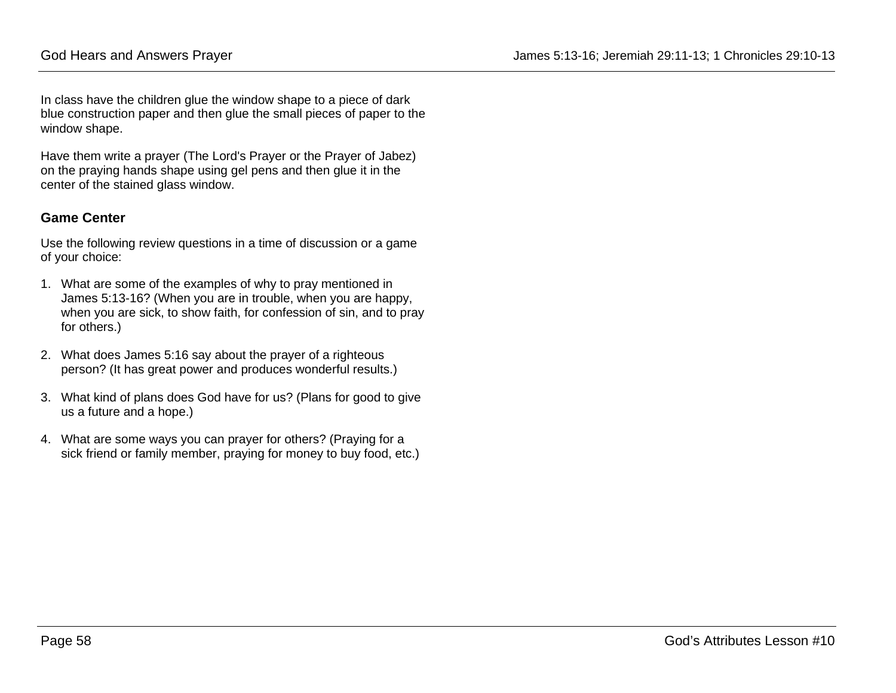In class have the children glue the window shape to a piece of dark blue construction paper and then glue the small pieces of paper to the window shape.

Have them write a prayer (The Lord's Prayer or the Prayer of Jabez) on the praying hands shape using gel pens and then glue it in the center of the stained glass window.

### Game Center

Use the following review questions in a time of discussion or a game of your choice:

1. What are some of the examples of why to pray mentioned in James 5:13-16? (When you are in trouble, when you are happy, when you are sick, to show faith, for confession of sin, and to pray for others.)

2. What does James 5:16 say about the prayer of a righteous person? (It has great power and produces wonderful results.)

3. What kind of plans does God have for us? (Plans for good to give us a future and a hope.)

4. What are some ways you can prayer for others? (Praying for a sick friend or family member, praying for money to buy food, etc.)